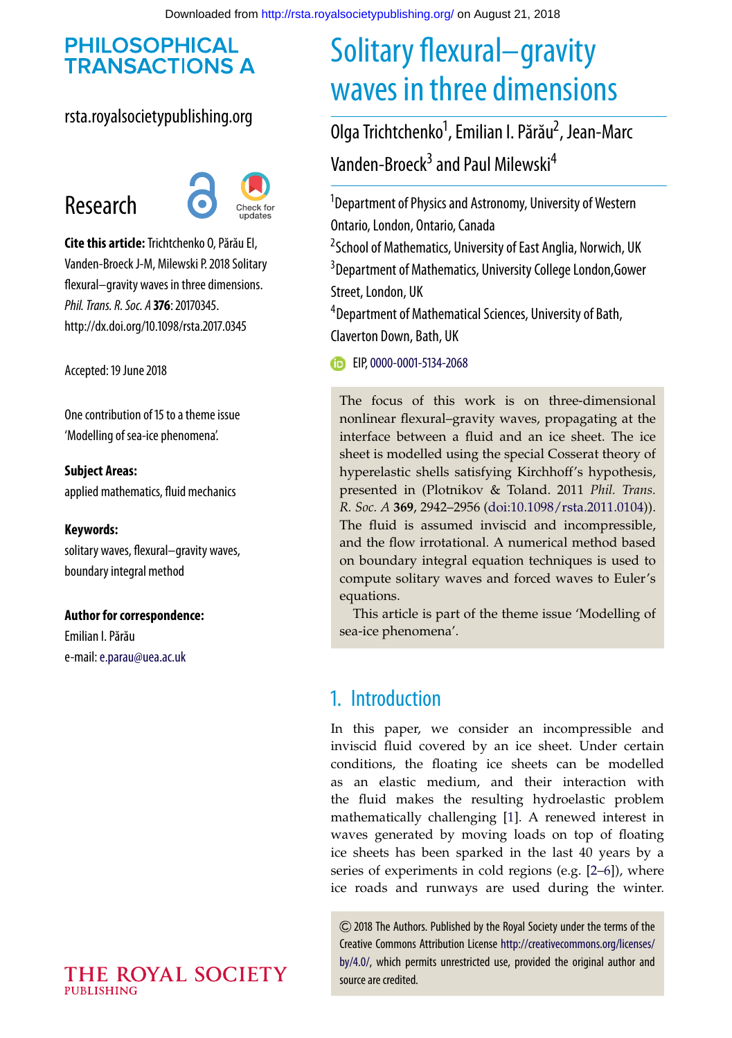# Solitary flexural–gravity waves in three dimensions

Olga Trichtchenko[1], Emilian I. Părău[2], Jean-Marc Vanden-Broeck[3] and Paul Milewski[4]

[1]Department of Physics and Astronomy, University of Western Ontario, London, Ontario, Canada

[2]School of Mathematics, University of East Anglia, Norwich, UK

[3]Department of Mathematics, University College London, Gower Street, London, UK

[4]Department of Mathematical Sciences, University of Bath, Claverton Down, Bath, UK

EIP, 0000-0001-5134-2068

**Research**

**Cite this article:** Trichtchenko O, Părău EI, Vanden-Broeck J-M, Milewski P. 2018 Solitary flexural–gravity waves in three dimensions. *Phil. Trans. R. Soc. A* **376**: 20170345. http://dx.doi.org/10.1098/rsta.2017.0345

Accepted: 19 June 2018

One contribution of 15 to a theme issue 'Modelling of sea-ice phenomena'.

**Subject Areas:**
applied mathematics, fluid mechanics

**Keywords:**
solitary waves, flexural–gravity waves, boundary integral method

**Author for correspondence:**
Emilian I. Părău
e-mail: e.parau@uea.ac.uk

The focus of this work is on three-dimensional nonlinear flexural–gravity waves, propagating at the interface between a fluid and an ice sheet. The ice sheet is modelled using the special Cosserat theory of hyperelastic shells satisfying Kirchhoff's hypothesis, presented in (Plotnikov & Toland. 2011 *Phil. Trans. R. Soc. A* **369**, 2942–2956 (doi:10.1098/rsta.2011.0104)). The fluid is assumed inviscid and incompressible, and the flow irrotational. A numerical method based on boundary integral equation techniques is used to compute solitary waves and forced waves to Euler's equations.

This article is part of the theme issue 'Modelling of sea-ice phenomena'.

## 1. Introduction

In this paper, we consider an incompressible and inviscid fluid covered by an ice sheet. Under certain conditions, the floating ice sheets can be modelled as an elastic medium, and their interaction with the fluid makes the resulting hydroelastic problem mathematically challenging [1]. A renewed interest in waves generated by moving loads on top of floating ice sheets has been sparked in the last 40 years by a series of experiments in cold regions (e.g. [2–6]), where ice roads and runways are used during the winter.

© 2018 The Authors. Published by the Royal Society under the terms of the Creative Commons Attribution License http://creativecommons.org/licenses/by/4.0/, which permits unrestricted use, provided the original author and source are credited.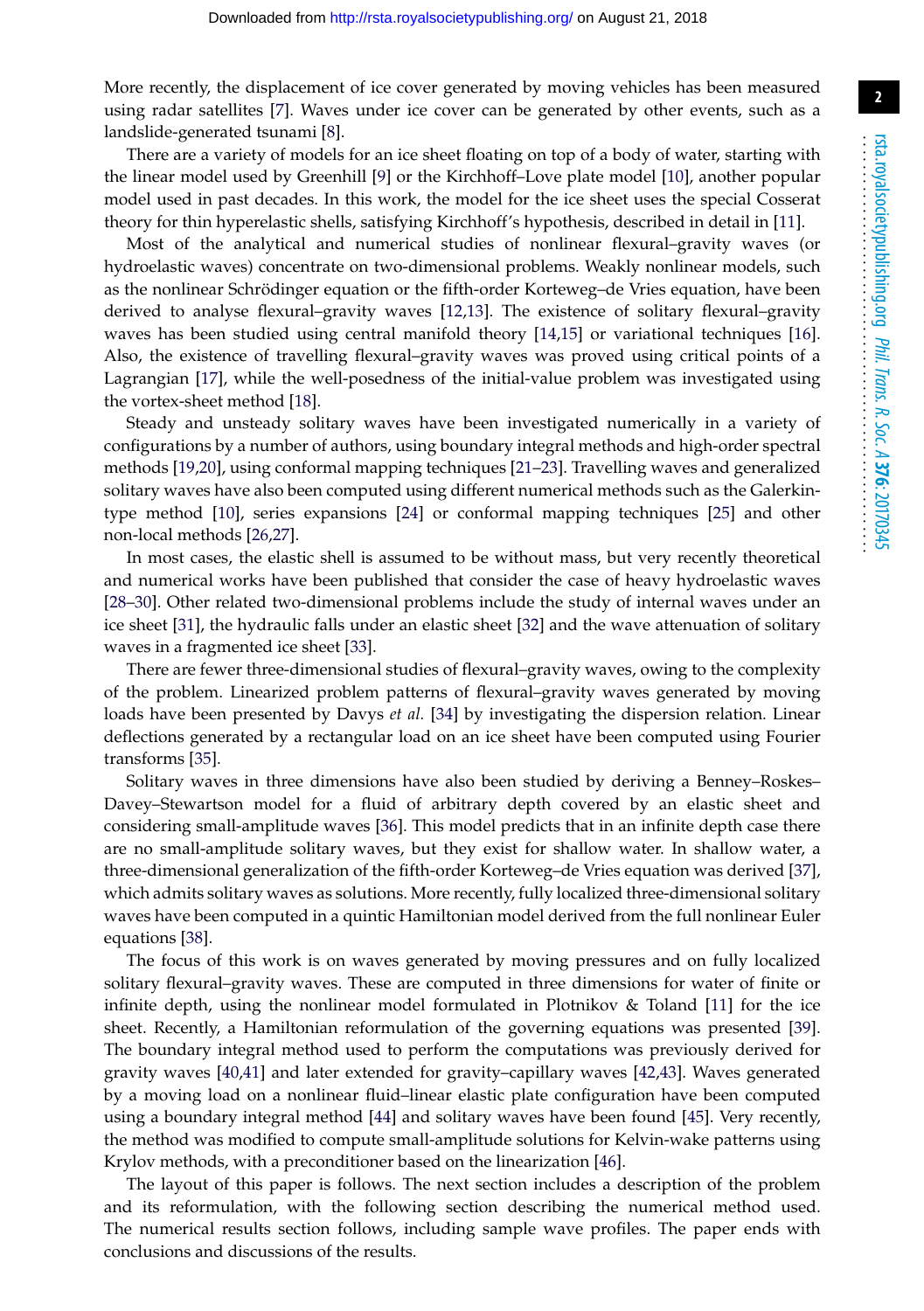More recently, the displacement of ice cover generated by moving vehicles has been measured using radar satellites [7]. Waves under ice cover can be generated by other events, such as a landslide-generated tsunami [8].

There are a variety of models for an ice sheet floating on top of a body of water, starting with the linear model used by Greenhill [9] or the Kirchhoff–Love plate model [10], another popular model used in past decades. In this work, the model for the ice sheet uses the special Cosserat theory for thin hyperelastic shells, satisfying Kirchhoff's hypothesis, described in detail in [11].

Most of the analytical and numerical studies of nonlinear flexural–gravity waves (or hydroelastic waves) concentrate on two-dimensional problems. Weakly nonlinear models, such as the nonlinear Schrödinger equation or the fifth-order Korteweg–de Vries equation, have been derived to analyse flexural–gravity waves [12,13]. The existence of solitary flexural–gravity waves has been studied using central manifold theory [14,15] or variational techniques [16]. Also, the existence of travelling flexural–gravity waves was proved using critical points of a Lagrangian [17], while the well-posedness of the initial-value problem was investigated using the vortex-sheet method [18].

Steady and unsteady solitary waves have been investigated numerically in a variety of configurations by a number of authors, using boundary integral methods and high-order spectral methods [19,20], using conformal mapping techniques [21–23]. Travelling waves and generalized solitary waves have also been computed using different numerical methods such as the Galerkin-type method [10], series expansions [24] or conformal mapping techniques [25] and other non-local methods [26,27].

In most cases, the elastic shell is assumed to be without mass, but very recently theoretical and numerical works have been published that consider the case of heavy hydroelastic waves [28–30]. Other related two-dimensional problems include the study of internal waves under an ice sheet [31], the hydraulic falls under an elastic sheet [32] and the wave attenuation of solitary waves in a fragmented ice sheet [33].

There are fewer three-dimensional studies of flexural–gravity waves, owing to the complexity of the problem. Linearized problem patterns of flexural–gravity waves generated by moving loads have been presented by Davys *et al.* [34] by investigating the dispersion relation. Linear deflections generated by a rectangular load on an ice sheet have been computed using Fourier transforms [35].

Solitary waves in three dimensions have also been studied by deriving a Benney–Roskes–Davey–Stewartson model for a fluid of arbitrary depth covered by an elastic sheet and considering small-amplitude waves [36]. This model predicts that in an infinite depth case there are no small-amplitude solitary waves, but they exist for shallow water. In shallow water, a three-dimensional generalization of the fifth-order Korteweg–de Vries equation was derived [37], which admits solitary waves as solutions. More recently, fully localized three-dimensional solitary waves have been computed in a quintic Hamiltonian model derived from the full nonlinear Euler equations [38].

The focus of this work is on waves generated by moving pressures and on fully localized solitary flexural–gravity waves. These are computed in three dimensions for water of finite or infinite depth, using the nonlinear model formulated in Plotnikov & Toland [11] for the ice sheet. Recently, a Hamiltonian reformulation of the governing equations was presented [39]. The boundary integral method used to perform the computations was previously derived for gravity waves [40,41] and later extended for gravity–capillary waves [42,43]. Waves generated by a moving load on a nonlinear fluid–linear elastic plate configuration have been computed using a boundary integral method [44] and solitary waves have been found [45]. Very recently, the method was modified to compute small-amplitude solutions for Kelvin-wake patterns using Krylov methods, with a preconditioner based on the linearization [46].

The layout of this paper is follows. The next section includes a description of the problem and its reformulation, with the following section describing the numerical method used. The numerical results section follows, including sample wave profiles. The paper ends with conclusions and discussions of the results.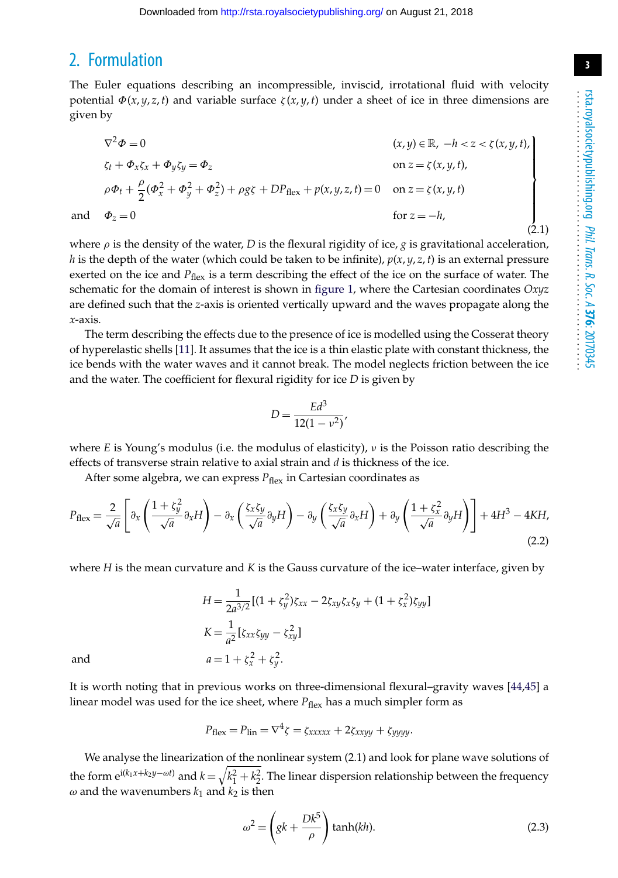## 2. Formulation

The Euler equations describing an incompressible, inviscid, irrotational fluid with velocity potential $\Phi(x, y, z, t)$ and variable surface $\zeta(x, y, t)$ under a sheet of ice in three dimensions are given by

$$
\left.
\begin{aligned}
&\nabla^2\Phi = 0 && (x,y) \in \mathbb{R},\ -h < z < \zeta(x,y,t),\\
&\zeta_t + \Phi_x\zeta_x + \Phi_y\zeta_y = \Phi_z && \text{on } z = \zeta(x,y,t),\\
&\rho\Phi_t + \frac{\rho}{2}(\Phi_x^2 + \Phi_y^2 + \Phi_z^2) + \rho g\zeta + DP_{\text{flex}} + p(x,y,z,t) = 0 && \text{on } z = \zeta(x,y,t)\\
\text{and}\quad &\Phi_z = 0 && \text{for } z = -h,
\end{aligned}
\right\}
\tag{2.1}
$$

where $\rho$ is the density of the water, $D$ is the flexural rigidity of ice, $g$ is gravitational acceleration, $h$ is the depth of the water (which could be taken to be infinite), $p(x, y, z, t)$ is an external pressure exerted on the ice and $P_{\text{flex}}$ is a term describing the effect of the ice on the surface of water. The schematic for the domain of interest is shown in figure 1, where the Cartesian coordinates $Oxyz$ are defined such that the $z$-axis is oriented vertically upward and the waves propagate along the $x$-axis.

The term describing the effects due to the presence of ice is modelled using the Cosserat theory of hyperelastic shells [11]. It assumes that the ice is a thin elastic plate with constant thickness, the ice bends with the water waves and it cannot break. The model neglects friction between the ice and the water. The coefficient for flexural rigidity for ice $D$ is given by

$$
D = \frac{Ed^3}{12(1-\nu^2)},
$$

where $E$ is Young's modulus (i.e. the modulus of elasticity), $\nu$ is the Poisson ratio describing the effects of transverse strain relative to axial strain and $d$ is thickness of the ice.

After some algebra, we can express $P_{\text{flex}}$ in Cartesian coordinates as

$$
P_{\text{flex}} = \frac{2}{\sqrt{a}}\left[\partial_x\left(\frac{1+\zeta_y^2}{\sqrt{a}}\partial_x H\right) - \partial_x\left(\frac{\zeta_x\zeta_y}{\sqrt{a}}\partial_y H\right) - \partial_y\left(\frac{\zeta_x\zeta_y}{\sqrt{a}}\partial_x H\right) + \partial_y\left(\frac{1+\zeta_x^2}{\sqrt{a}}\partial_y H\right)\right] + 4H^3 - 4KH,
\tag{2.2}
$$

where $H$ is the mean curvature and $K$ is the Gauss curvature of the ice–water interface, given by

$$
\begin{aligned}
H &= \frac{1}{2a^{3/2}}[(1+\zeta_y^2)\zeta_{xx} - 2\zeta_{xy}\zeta_x\zeta_y + (1+\zeta_x^2)\zeta_{yy}]\\
K &= \frac{1}{a^2}[\zeta_{xx}\zeta_{yy} - \zeta_{xy}^2]\\
\text{and}\quad a &= 1 + \zeta_x^2 + \zeta_y^2.
\end{aligned}
$$

It is worth noting that in previous works on three-dimensional flexural–gravity waves [44,45] a linear model was used for the ice sheet, where $P_{\text{flex}}$ has a much simpler form as

$$
P_{\text{flex}} = P_{\text{lin}} = \nabla^4\zeta = \zeta_{xxxx} + 2\zeta_{xxyy} + \zeta_{yyyy}.
$$

We analyse the linearization of the nonlinear system (2.1) and look for plane wave solutions of the form $e^{i(k_1x+k_2y-\omega t)}$ and $k = \sqrt{k_1^2 + k_2^2}$. The linear dispersion relationship between the frequency $\omega$ and the wavenumbers $k_1$ and $k_2$ is then

$$
\omega^2 = \left(gk + \frac{Dk^5}{\rho}\right)\tanh(kh).
\tag{2.3}
$$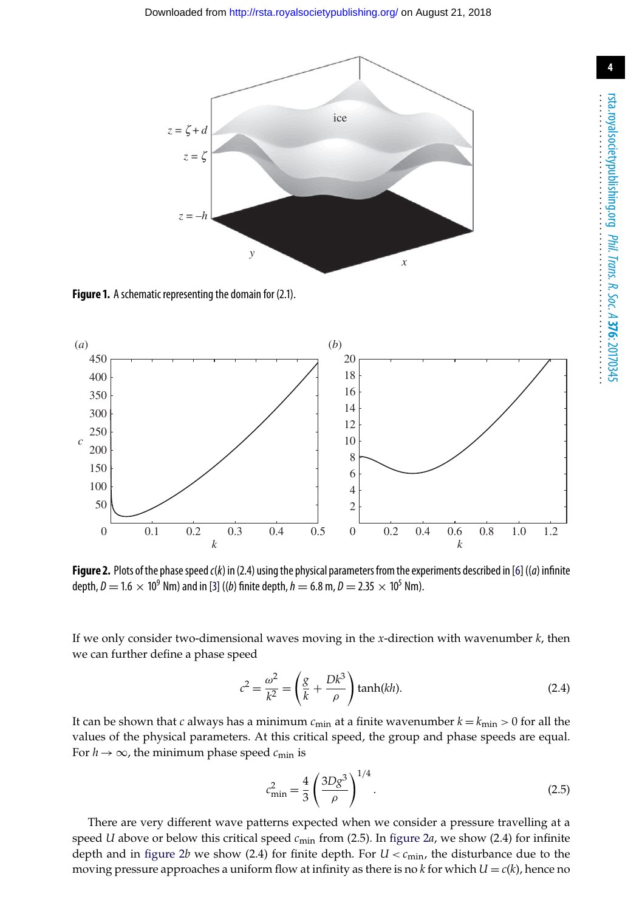**Figure 1.** A schematic representing the domain for (2.1).

**Figure 2.** Plots of the phase speed $c(k)$ in (2.4) using the physical parameters from the experiments described in [6] ((*a*) infinite depth, $D = 1.6 \times 10^9$ Nm) and in [3] ((*b*) finite depth, $h = 6.8$ m, $D = 2.35 \times 10^5$ Nm).

If we only consider two-dimensional waves moving in the $x$-direction with wavenumber $k$, then we can further define a phase speed

$$c^2 = \frac{\omega^2}{k^2} = \left(\frac{g}{k} + \frac{Dk^3}{\rho}\right) \tanh(kh). \tag{2.4}$$

It can be shown that $c$ always has a minimum $c_{\min}$ at a finite wavenumber $k = k_{\min} > 0$ for all the values of the physical parameters. At this critical speed, the group and phase speeds are equal. For $h \to \infty$, the minimum phase speed $c_{\min}$ is

$$c_{\min}^2 = \frac{4}{3}\left(\frac{3Dg^3}{\rho}\right)^{1/4}. \tag{2.5}$$

There are very different wave patterns expected when we consider a pressure travelling at a speed $U$ above or below this critical speed $c_{\min}$ from (2.5). In figure 2*a*, we show (2.4) for infinite depth and in figure 2*b* we show (2.4) for finite depth. For $U < c_{\min}$, the disturbance due to the moving pressure approaches a uniform flow at infinity as there is no $k$ for which $U = c(k)$, hence no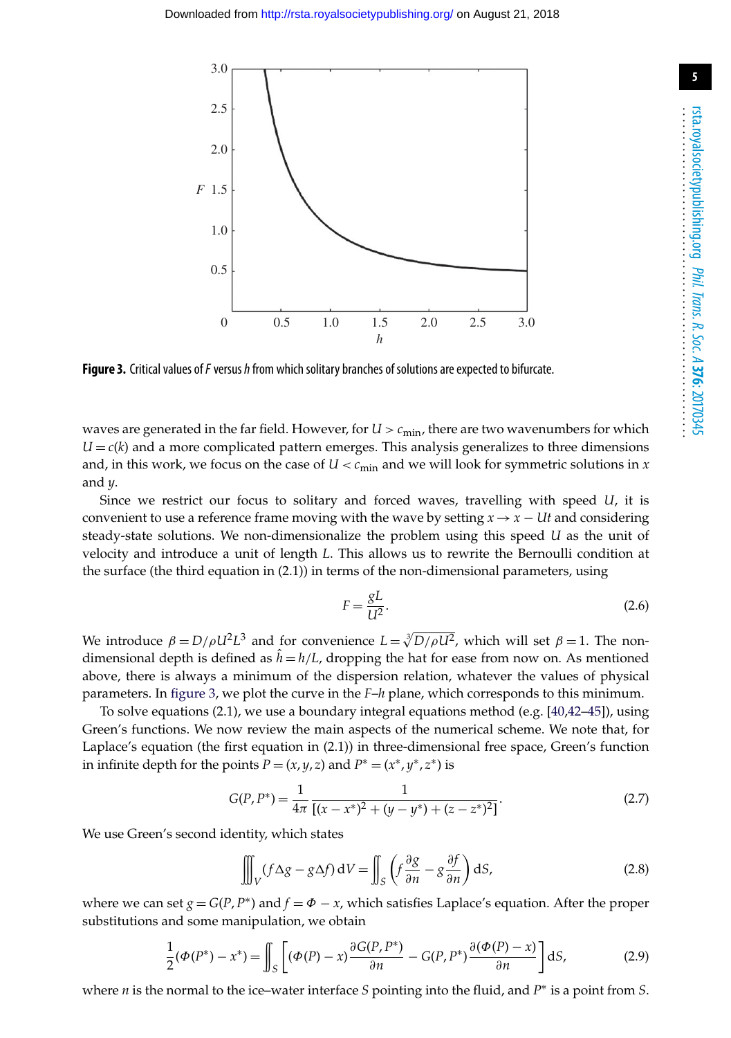**Figure 3.** Critical values of $F$ versus $h$ from which solitary branches of solutions are expected to bifurcate.

waves are generated in the far field. However, for $U > c_{\min}$, there are two wavenumbers for which $U = c(k)$ and a more complicated pattern emerges. This analysis generalizes to three dimensions and, in this work, we focus on the case of $U < c_{\min}$ and we will look for symmetric solutions in $x$ and $y$.

Since we restrict our focus to solitary and forced waves, travelling with speed $U$, it is convenient to use a reference frame moving with the wave by setting $x \to x - Ut$ and considering steady-state solutions. We non-dimensionalize the problem using this speed $U$ as the unit of velocity and introduce a unit of length $L$. This allows us to rewrite the Bernoulli condition at the surface (the third equation in (2.1)) in terms of the non-dimensional parameters, using

$$F = \frac{gL}{U^2}. \tag{2.6}$$

We introduce $\beta = D/\rho U^2 L^3$ and for convenience $L = \sqrt[3]{D/\rho U^2}$, which will set $\beta = 1$. The non-dimensional depth is defined as $\hat{h} = h/L$, dropping the hat for ease from now on. As mentioned above, there is always a minimum of the dispersion relation, whatever the values of physical parameters. In figure 3, we plot the curve in the $F$–$h$ plane, which corresponds to this minimum.

To solve equations (2.1), we use a boundary integral equations method (e.g. [40,42–45]), using Green's functions. We now review the main aspects of the numerical scheme. We note that, for Laplace's equation (the first equation in (2.1)) in three-dimensional free space, Green's function in infinite depth for the points $P = (x, y, z)$ and $P^* = (x^*, y^*, z^*)$ is

$$G(P, P^*) = \frac{1}{4\pi} \frac{1}{[(x - x^*)^2 + (y - y^*) + (z - z^*)^2]}. \tag{2.7}$$

We use Green's second identity, which states

$$\iiint_V (f \Delta g - g \Delta f)\, \mathrm{d}V = \iint_S \left( f \frac{\partial g}{\partial n} - g \frac{\partial f}{\partial n} \right) \mathrm{d}S, \tag{2.8}$$

where we can set $g = G(P, P^*)$ and $f = \Phi - x$, which satisfies Laplace's equation. After the proper substitutions and some manipulation, we obtain

$$\frac{1}{2}(\Phi(P^*) - x^*) = \iint_S \left[ (\Phi(P) - x) \frac{\partial G(P, P^*)}{\partial n} - G(P, P^*) \frac{\partial(\Phi(P) - x)}{\partial n} \right] \mathrm{d}S, \tag{2.9}$$

where $n$ is the normal to the ice–water interface $S$ pointing into the fluid, and $P^*$ is a point from $S$.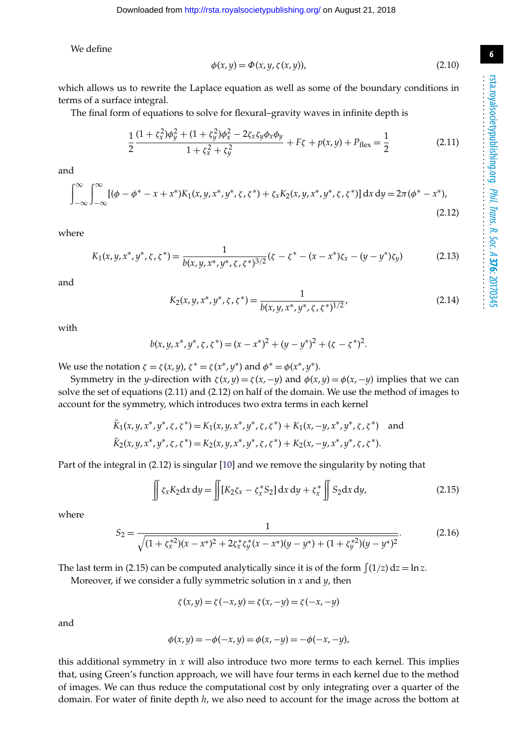We define

$$\phi(x,y) = \Phi(x,y,\zeta(x,y)), \tag{2.10}$$

which allows us to rewrite the Laplace equation as well as some of the boundary conditions in terms of a surface integral.

The final form of equations to solve for flexural–gravity waves in infinite depth is

$$\frac{1}{2}\frac{(1+\zeta_x^2)\phi_y^2 + (1+\zeta_y^2)\phi_x^2 - 2\zeta_x\zeta_y\phi_x\phi_y}{1+\zeta_x^2+\zeta_y^2} + F\zeta + p(x,y) + P_{\text{flex}} = \frac{1}{2} \tag{2.11}$$

and

$$\int_{-\infty}^{\infty}\int_{-\infty}^{\infty} [(\phi - \phi^* - x + x^*)K_1(x,y,x^*,y^*,\zeta,\zeta^*) + \zeta_x K_2(x,y,x^*,y^*,\zeta,\zeta^*)]\,\mathrm{d}x\,\mathrm{d}y = 2\pi(\phi^* - x^*), \tag{2.12}$$

where

$$K_1(x,y,x^*,y^*,\zeta,\zeta^*) = \frac{1}{b(x,y,x^*,y^*,\zeta,\zeta^*)^{3/2}}(\zeta - \zeta^* - (x-x^*)\zeta_x - (y-y^*)\zeta_y) \tag{2.13}$$

and

$$K_2(x,y,x^*,y^*,\zeta,\zeta^*) = \frac{1}{b(x,y,x^*,y^*,\zeta,\zeta^*)^{1/2}}, \tag{2.14}$$

with

$$b(x,y,x^*,y^*,\zeta,\zeta^*) = (x-x^*)^2 + (y-y^*)^2 + (\zeta-\zeta^*)^2.$$

We use the notation $\zeta = \zeta(x,y)$, $\zeta^* = \zeta(x^*,y^*)$ and $\phi^* = \phi(x^*,y^*)$.

Symmetry in the $y$-direction with $\zeta(x,y) = \zeta(x,-y)$ and $\phi(x,y) = \phi(x,-y)$ implies that we can solve the set of equations (2.11) and (2.12) on half of the domain. We use the method of images to account for the symmetry, which introduces two extra terms in each kernel

$$\bar{K}_1(x,y,x^*,y^*,\zeta,\zeta^*) = K_1(x,y,x^*,y^*,\zeta,\zeta^*) + K_1(x,-y,x^*,y^*,\zeta,\zeta^*) \quad \text{and}$$
$$\bar{K}_2(x,y,x^*,y^*,\zeta,\zeta^*) = K_2(x,y,x^*,y^*,\zeta,\zeta^*) + K_2(x,-y,x^*,y^*,\zeta,\zeta^*).$$

Part of the integral in (2.12) is singular [10] and we remove the singularity by noting that

$$\iint \zeta_x K_2\,\mathrm{d}x\,\mathrm{d}y = \iint [K_2\zeta_x - \zeta_x^* S_2]\,\mathrm{d}x\,\mathrm{d}y + \zeta_x^* \iint S_2\,\mathrm{d}x\,\mathrm{d}y, \tag{2.15}$$

where

$$S_2 = \frac{1}{\sqrt{(1+\zeta_x^{*2})(x-x^*)^2 + 2\zeta_x^*\zeta_y^*(x-x^*)(y-y^*) + (1+\zeta_y^{*2})(y-y^*)^2}}. \tag{2.16}$$

The last term in (2.15) can be computed analytically since it is of the form $\int (1/z)\,\mathrm{d}z = \ln z$.

Moreover, if we consider a fully symmetric solution in $x$ and $y$, then

$$\zeta(x,y) = \zeta(-x,y) = \zeta(x,-y) = \zeta(-x,-y)$$

and

$$\phi(x,y) = -\phi(-x,y) = \phi(x,-y) = -\phi(-x,-y),$$

this additional symmetry in $x$ will also introduce two more terms to each kernel. This implies that, using Green's function approach, we will have four terms in each kernel due to the method of images. We can thus reduce the computational cost by only integrating over a quarter of the domain. For water of finite depth $h$, we also need to account for the image across the bottom at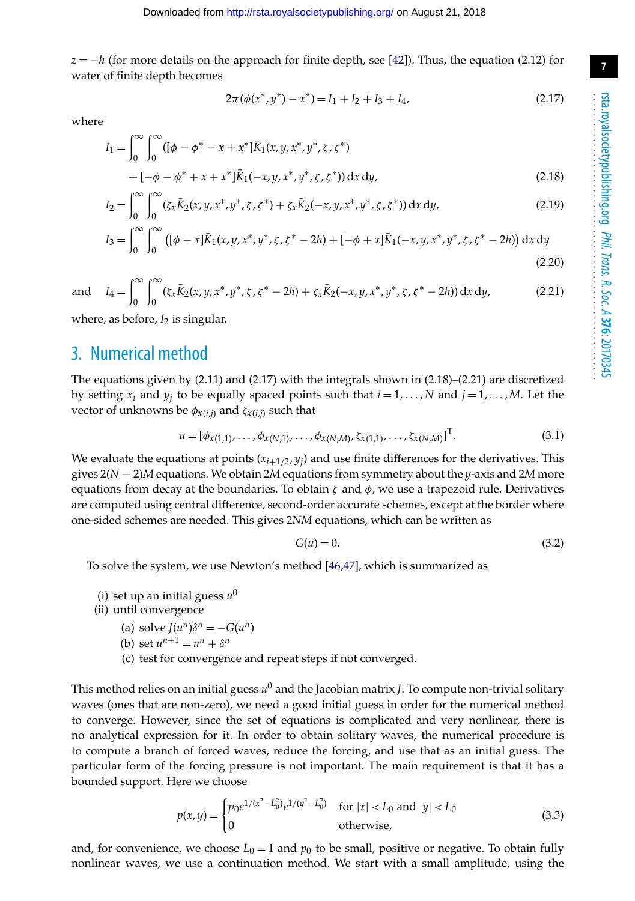$z = -h$ (for more details on the approach for finite depth, see [42]). Thus, the equation (2.12) for water of finite depth becomes

$$2\pi(\phi(x^*, y^*) - x^*) = I_1 + I_2 + I_3 + I_4, \tag{2.17}$$

where

$$I_1 = \int_0^\infty \int_0^\infty ([\phi - \phi^* - x + x^*]\bar{K}_1(x, y, x^*, y^*, \zeta, \zeta^*) + [-\phi - \phi^* + x + x^*]\bar{K}_1(-x, y, x^*, y^*, \zeta, \zeta^*))\,\mathrm{d}x\,\mathrm{d}y, \tag{2.18}$$

$$I_2 = \int_0^\infty \int_0^\infty (\zeta_x \bar{K}_2(x, y, x^*, y^*, \zeta, \zeta^*) + \zeta_x \bar{K}_2(-x, y, x^*, y^*, \zeta, \zeta^*))\,\mathrm{d}x\,\mathrm{d}y, \tag{2.19}$$

$$I_3 = \int_0^\infty \int_0^\infty ([\phi - x]\bar{K}_1(x, y, x^*, y^*, \zeta, \zeta^* - 2h) + [-\phi + x]\bar{K}_1(-x, y, x^*, y^*, \zeta, \zeta^* - 2h))\,\mathrm{d}x\,\mathrm{d}y \tag{2.20}$$

and
$$I_4 = \int_0^\infty \int_0^\infty (\zeta_x \bar{K}_2(x, y, x^*, y^*, \zeta, \zeta^* - 2h) + \zeta_x \bar{K}_2(-x, y, x^*, y^*, \zeta, \zeta^* - 2h))\,\mathrm{d}x\,\mathrm{d}y, \tag{2.21}$$

where, as before, $I_2$ is singular.

## 3. Numerical method

The equations given by (2.11) and (2.17) with the integrals shown in (2.18)–(2.21) are discretized by setting $x_i$ and $y_j$ to be equally spaced points such that $i = 1, \ldots, N$ and $j = 1, \ldots, M$. Let the vector of unknowns be $\phi_{x(i,j)}$ and $\zeta_{x(i,j)}$ such that

$$u = [\phi_{x(1,1)}, \ldots, \phi_{x(N,1)}, \ldots, \phi_{x(N,M)}, \zeta_{x(1,1)}, \ldots, \zeta_{x(N,M)}]^{\mathrm{T}}. \tag{3.1}$$

We evaluate the equations at points $(x_{i+1/2}, y_j)$ and use finite differences for the derivatives. This gives $2(N-2)M$ equations. We obtain $2M$ equations from symmetry about the $y$-axis and $2M$ more equations from decay at the boundaries. To obtain $\zeta$ and $\phi$, we use a trapezoid rule. Derivatives are computed using central difference, second-order accurate schemes, except at the border where one-sided schemes are needed. This gives $2NM$ equations, which can be written as

$$G(u) = 0. \tag{3.2}$$

To solve the system, we use Newton's method [46,47], which is summarized as

(i) set up an initial guess $u^0$
(ii) until convergence
   (a) solve $J(u^n)\delta^n = -G(u^n)$
   (b) set $u^{n+1} = u^n + \delta^n$
   (c) test for convergence and repeat steps if not converged.

This method relies on an initial guess $u^0$ and the Jacobian matrix $J$. To compute non-trivial solitary waves (ones that are non-zero), we need a good initial guess in order for the numerical method to converge. However, since the set of equations is complicated and very nonlinear, there is no analytical expression for it. In order to obtain solitary waves, the numerical procedure is to compute a branch of forced waves, reduce the forcing, and use that as an initial guess. The particular form of the forcing pressure is not important. The main requirement is that it has a bounded support. Here we choose

$$p(x, y) = \begin{cases} p_0 e^{1/(x^2 - L_0^2)} e^{1/(y^2 - L_0^2)} & \text{for } |x| < L_0 \text{ and } |y| < L_0 \\ 0 & \text{otherwise,} \end{cases} \tag{3.3}$$

and, for convenience, we choose $L_0 = 1$ and $p_0$ to be small, positive or negative. To obtain fully nonlinear waves, we use a continuation method. We start with a small amplitude, using the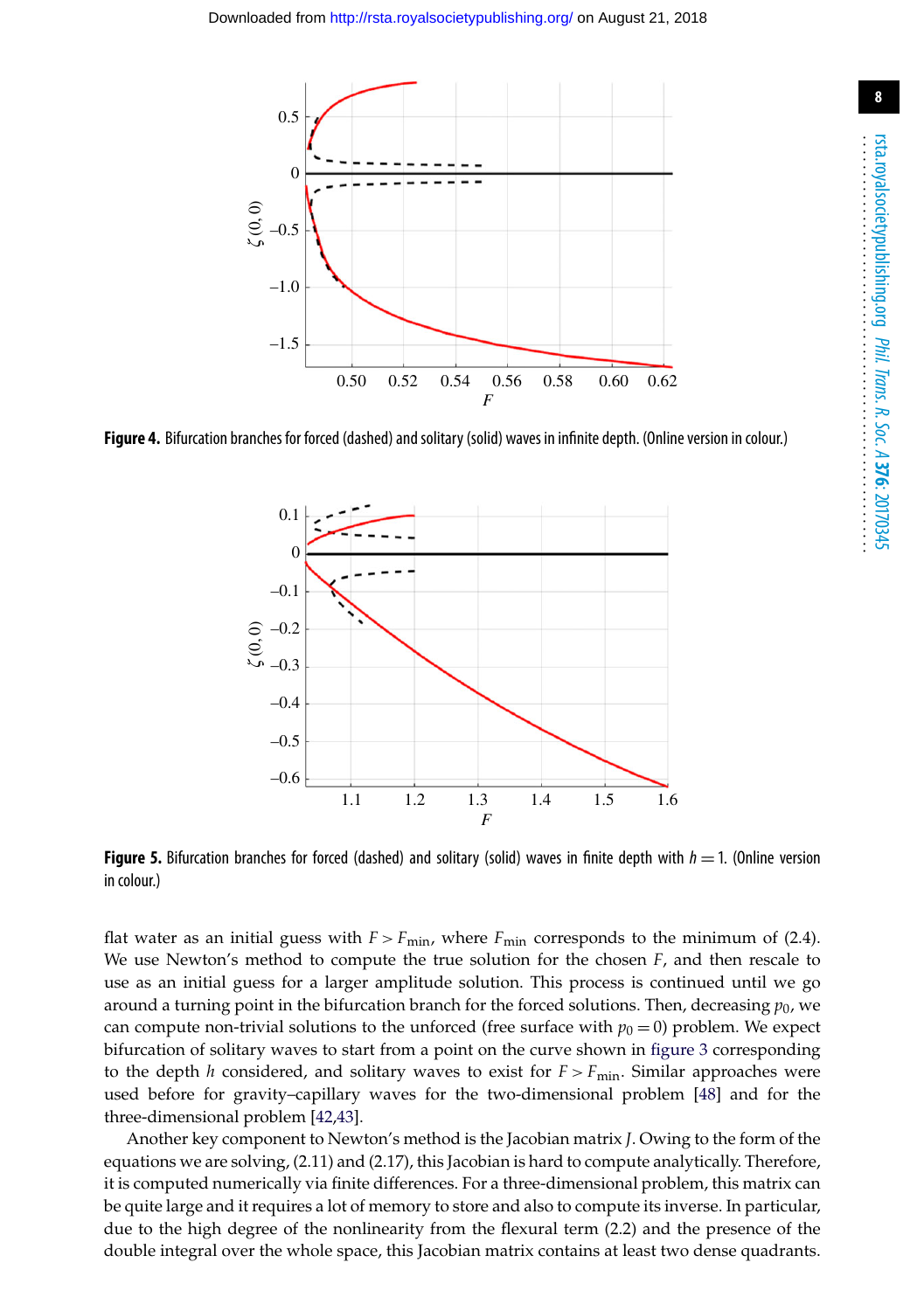**Figure 4.** Bifurcation branches for forced (dashed) and solitary (solid) waves in infinite depth. (Online version in colour.)

**Figure 5.** Bifurcation branches for forced (dashed) and solitary (solid) waves in finite depth with $h = 1$. (Online version in colour.)

flat water as an initial guess with $F > F_{\min}$, where $F_{\min}$ corresponds to the minimum of (2.4). We use Newton's method to compute the true solution for the chosen $F$, and then rescale to use as an initial guess for a larger amplitude solution. This process is continued until we go around a turning point in the bifurcation branch for the forced solutions. Then, decreasing $p_0$, we can compute non-trivial solutions to the unforced (free surface with $p_0 = 0$) problem. We expect bifurcation of solitary waves to start from a point on the curve shown in figure 3 corresponding to the depth $h$ considered, and solitary waves to exist for $F > F_{\min}$. Similar approaches were used before for gravity–capillary waves for the two-dimensional problem [48] and for the three-dimensional problem [42,43].

Another key component to Newton's method is the Jacobian matrix $J$. Owing to the form of the equations we are solving, (2.11) and (2.17), this Jacobian is hard to compute analytically. Therefore, it is computed numerically via finite differences. For a three-dimensional problem, this matrix can be quite large and it requires a lot of memory to store and also to compute its inverse. In particular, due to the high degree of the nonlinearity from the flexural term (2.2) and the presence of the double integral over the whole space, this Jacobian matrix contains at least two dense quadrants.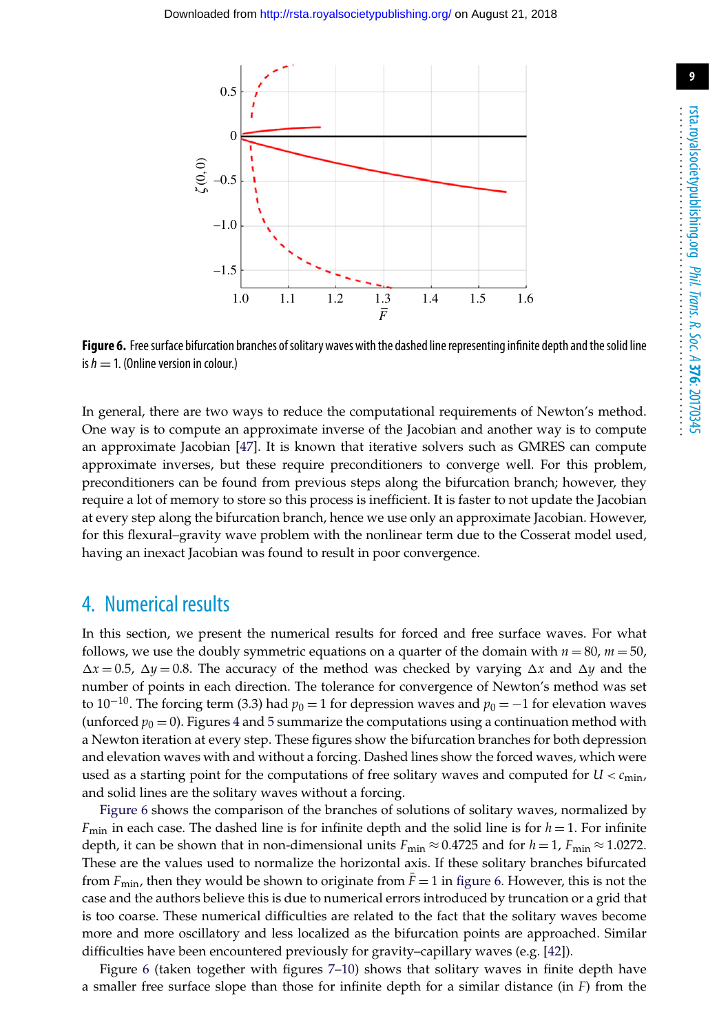**Figure 6.** Free surface bifurcation branches of solitary waves with the dashed line representing infinite depth and the solid line is $h = 1$. (Online version in colour.)

In general, there are two ways to reduce the computational requirements of Newton's method. One way is to compute an approximate inverse of the Jacobian and another way is to compute an approximate Jacobian [47]. It is known that iterative solvers such as GMRES can compute approximate inverses, but these require preconditioners to converge well. For this problem, preconditioners can be found from previous steps along the bifurcation branch; however, they require a lot of memory to store so this process is inefficient. It is faster to not update the Jacobian at every step along the bifurcation branch, hence we use only an approximate Jacobian. However, for this flexural–gravity wave problem with the nonlinear term due to the Cosserat model used, having an inexact Jacobian was found to result in poor convergence.

## 4. Numerical results

In this section, we present the numerical results for forced and free surface waves. For what follows, we use the doubly symmetric equations on a quarter of the domain with $n = 80$, $m = 50$, $\Delta x = 0.5$, $\Delta y = 0.8$. The accuracy of the method was checked by varying $\Delta x$ and $\Delta y$ and the number of points in each direction. The tolerance for convergence of Newton's method was set to $10^{-10}$. The forcing term (3.3) had $p_0 = 1$ for depression waves and $p_0 = -1$ for elevation waves (unforced $p_0 = 0$). Figures 4 and 5 summarize the computations using a continuation method with a Newton iteration at every step. These figures show the bifurcation branches for both depression and elevation waves with and without a forcing. Dashed lines show the forced waves, which were used as a starting point for the computations of free solitary waves and computed for $U < c_{\min}$, and solid lines are the solitary waves without a forcing.

Figure 6 shows the comparison of the branches of solutions of solitary waves, normalized by $F_{\min}$ in each case. The dashed line is for infinite depth and the solid line is for $h = 1$. For infinite depth, it can be shown that in non-dimensional units $F_{\min} \approx 0.4725$ and for $h = 1$, $F_{\min} \approx 1.0272$. These are the values used to normalize the horizontal axis. If these solitary branches bifurcated from $F_{\min}$, then they would be shown to originate from $\bar{F} = 1$ in figure 6. However, this is not the case and the authors believe this is due to numerical errors introduced by truncation or a grid that is too coarse. These numerical difficulties are related to the fact that the solitary waves become more and more oscillatory and less localized as the bifurcation points are approached. Similar difficulties have been encountered previously for gravity–capillary waves (e.g. [42]).

Figure 6 (taken together with figures 7–10) shows that solitary waves in finite depth have a smaller free surface slope than those for infinite depth for a similar distance (in $F$) from the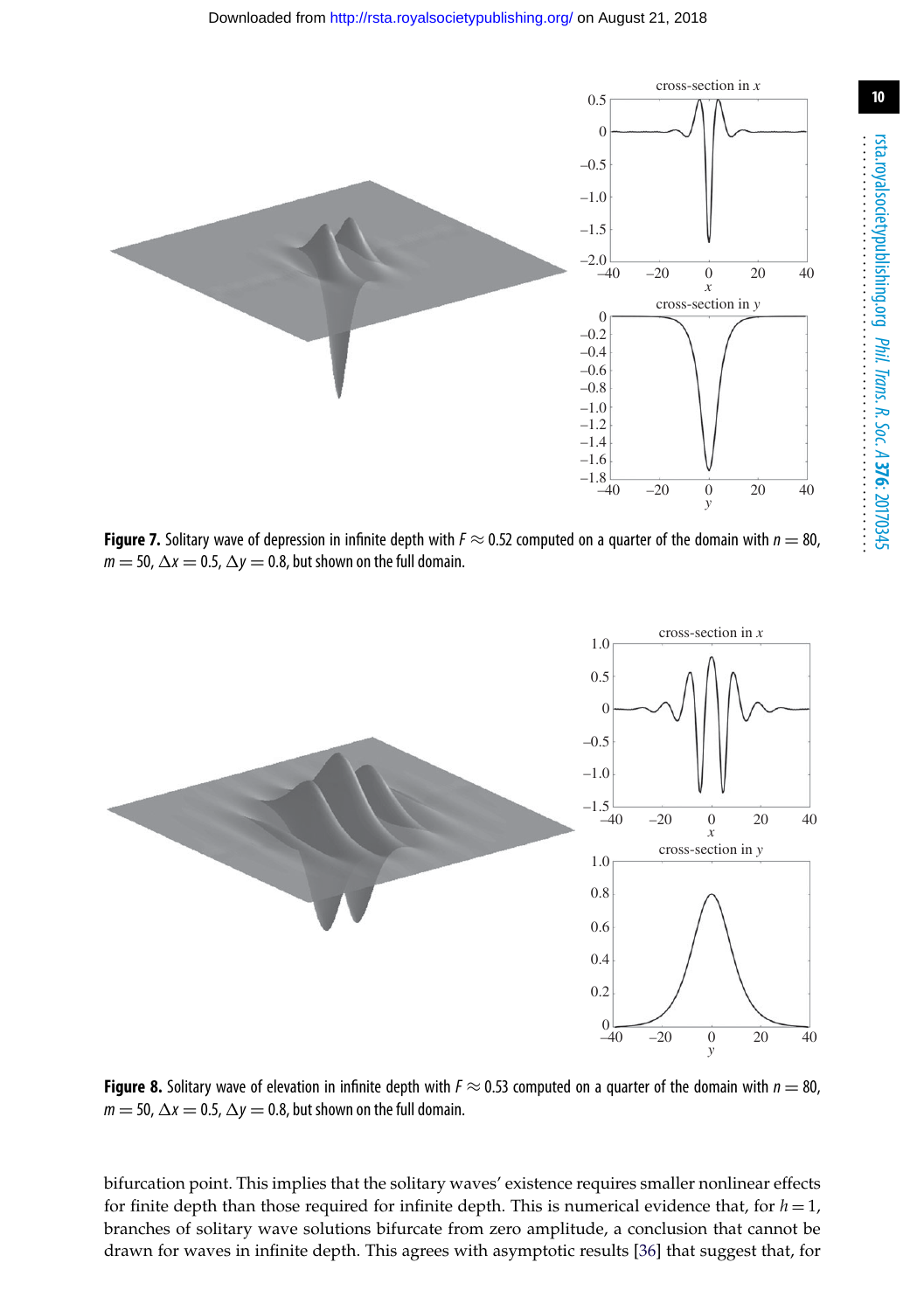**Figure 7.** Solitary wave of depression in infinite depth with $F \approx 0.52$ computed on a quarter of the domain with $n = 80$, $m = 50$, $\Delta x = 0.5$, $\Delta y = 0.8$, but shown on the full domain.

**Figure 8.** Solitary wave of elevation in infinite depth with $F \approx 0.53$ computed on a quarter of the domain with $n = 80$, $m = 50$, $\Delta x = 0.5$, $\Delta y = 0.8$, but shown on the full domain.

bifurcation point. This implies that the solitary waves' existence requires smaller nonlinear effects for finite depth than those required for infinite depth. This is numerical evidence that, for $h = 1$, branches of solitary wave solutions bifurcate from zero amplitude, a conclusion that cannot be drawn for waves in infinite depth. This agrees with asymptotic results [36] that suggest that, for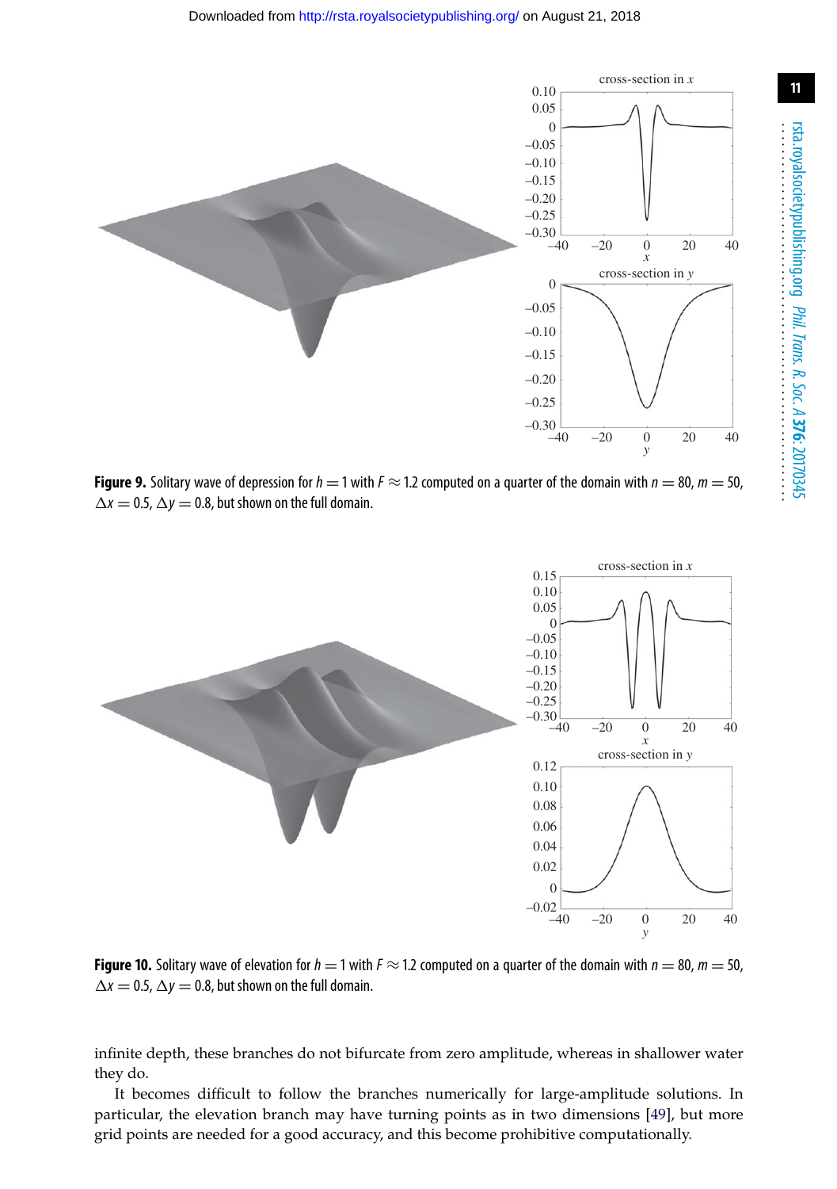**Figure 9.** Solitary wave of depression for $h = 1$ with $F \approx 1.2$ computed on a quarter of the domain with $n = 80$, $m = 50$, $\Delta x = 0.5$, $\Delta y = 0.8$, but shown on the full domain.

**Figure 10.** Solitary wave of elevation for $h = 1$ with $F \approx 1.2$ computed on a quarter of the domain with $n = 80$, $m = 50$, $\Delta x = 0.5$, $\Delta y = 0.8$, but shown on the full domain.

infinite depth, these branches do not bifurcate from zero amplitude, whereas in shallower water they do.

It becomes difficult to follow the branches numerically for large-amplitude solutions. In particular, the elevation branch may have turning points as in two dimensions [49], but more grid points are needed for a good accuracy, and this become prohibitive computationally.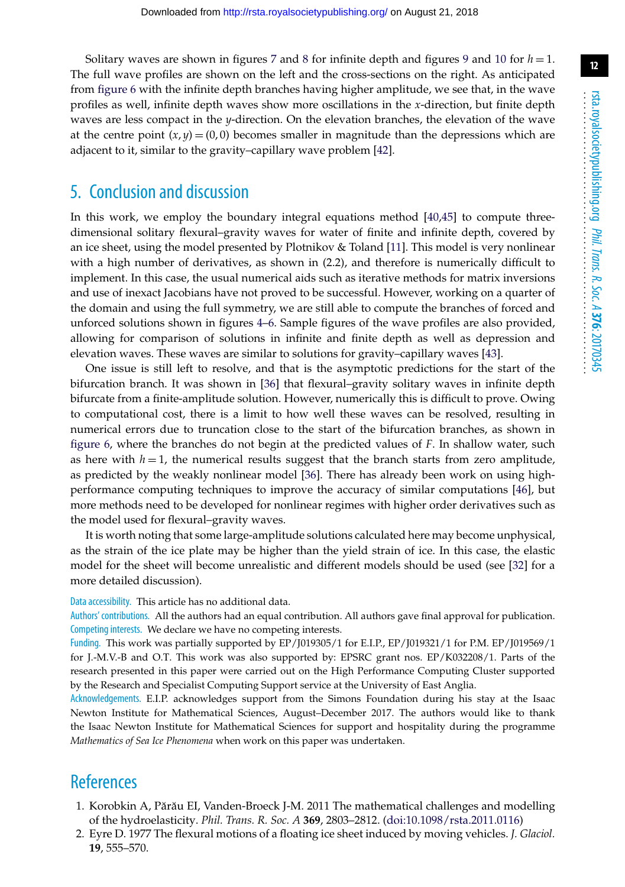Solitary waves are shown in figures 7 and 8 for infinite depth and figures 9 and 10 for $h = 1$. The full wave profiles are shown on the left and the cross-sections on the right. As anticipated from figure 6 with the infinite depth branches having higher amplitude, we see that, in the wave profiles as well, infinite depth waves show more oscillations in the $x$-direction, but finite depth waves are less compact in the $y$-direction. On the elevation branches, the elevation of the wave at the centre point $(x, y) = (0, 0)$ becomes smaller in magnitude than the depressions which are adjacent to it, similar to the gravity–capillary wave problem [42].

## 5. Conclusion and discussion

In this work, we employ the boundary integral equations method [40,45] to compute three-dimensional solitary flexural–gravity waves for water of finite and infinite depth, covered by an ice sheet, using the model presented by Plotnikov & Toland [11]. This model is very nonlinear with a high number of derivatives, as shown in (2.2), and therefore is numerically difficult to implement. In this case, the usual numerical aids such as iterative methods for matrix inversions and use of inexact Jacobians have not proved to be successful. However, working on a quarter of the domain and using the full symmetry, we are still able to compute the branches of forced and unforced solutions shown in figures 4–6. Sample figures of the wave profiles are also provided, allowing for comparison of solutions in infinite and finite depth as well as depression and elevation waves. These waves are similar to solutions for gravity–capillary waves [43].

One issue is still left to resolve, and that is the asymptotic predictions for the start of the bifurcation branch. It was shown in [36] that flexural–gravity solitary waves in infinite depth bifurcate from a finite-amplitude solution. However, numerically this is difficult to prove. Owing to computational cost, there is a limit to how well these waves can be resolved, resulting in numerical errors due to truncation close to the start of the bifurcation branches, as shown in figure 6, where the branches do not begin at the predicted values of $F$. In shallow water, such as here with $h = 1$, the numerical results suggest that the branch starts from zero amplitude, as predicted by the weakly nonlinear model [36]. There has already been work on using high-performance computing techniques to improve the accuracy of similar computations [46], but more methods need to be developed for nonlinear regimes with higher order derivatives such as the model used for flexural–gravity waves.

It is worth noting that some large-amplitude solutions calculated here may become unphysical, as the strain of the ice plate may be higher than the yield strain of ice. In this case, the elastic model for the sheet will become unrealistic and different models should be used (see [32] for a more detailed discussion).

Data accessibility. This article has no additional data.

Authors' contributions. All the authors had an equal contribution. All authors gave final approval for publication.

Competing interests. We declare we have no competing interests.

Funding. This work was partially supported by EP/J019305/1 for E.I.P., EP/J019321/1 for P.M. EP/J019569/1 for J.-M.V.-B and O.T. This work was also supported by: EPSRC grant nos. EP/K032208/1. Parts of the research presented in this paper were carried out on the High Performance Computing Cluster supported by the Research and Specialist Computing Support service at the University of East Anglia.

Acknowledgements. E.I.P. acknowledges support from the Simons Foundation during his stay at the Isaac Newton Institute for Mathematical Sciences, August–December 2017. The authors would like to thank the Isaac Newton Institute for Mathematical Sciences for support and hospitality during the programme *Mathematics of Sea Ice Phenomena* when work on this paper was undertaken.

## References

1. Korobkin A, Părău EI, Vanden-Broeck J-M. 2011 The mathematical challenges and modelling of the hydroelasticity. *Phil. Trans. R. Soc. A* **369**, 2803–2812. (doi:10.1098/rsta.2011.0116)
2. Eyre D. 1977 The flexural motions of a floating ice sheet induced by moving vehicles. *J. Glaciol.* **19**, 555–570.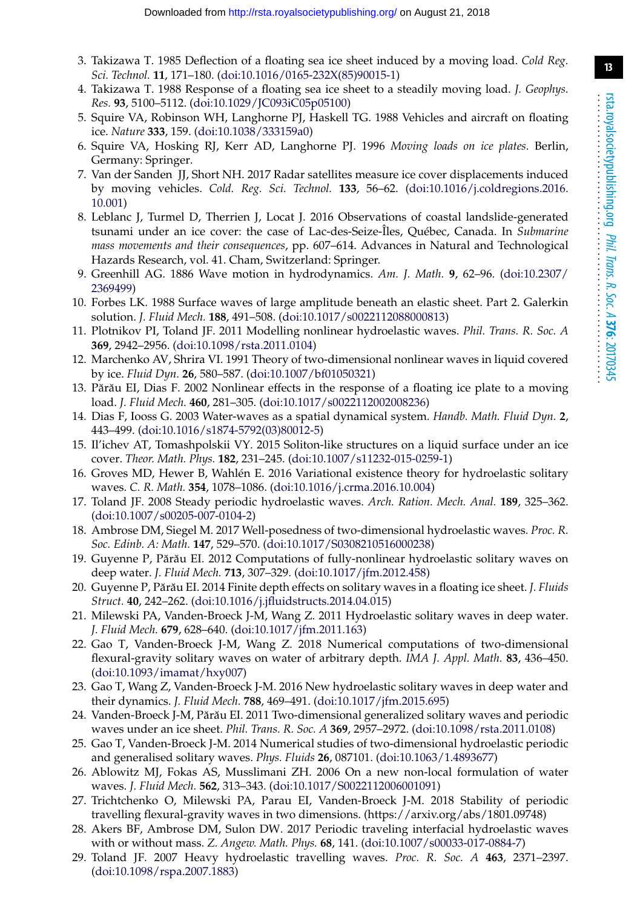3. Takizawa T. 1985 Deflection of a floating sea ice sheet induced by a moving load. *Cold Reg. Sci. Technol.* **11**, 171–180. (doi:10.1016/0165-232X(85)90015-1)
4. Takizawa T. 1988 Response of a floating sea ice sheet to a steadily moving load. *J. Geophys. Res.* **93**, 5100–5112. (doi:10.1029/JC093iC05p05100)
5. Squire VA, Robinson WH, Langhorne PJ, Haskell TG. 1988 Vehicles and aircraft on floating ice. *Nature* **333**, 159. (doi:10.1038/333159a0)
6. Squire VA, Hosking RJ, Kerr AD, Langhorne PJ. 1996 *Moving loads on ice plates*. Berlin, Germany: Springer.
7. Van der Sanden JJ, Short NH. 2017 Radar satellites measure ice cover displacements induced by moving vehicles. *Cold. Reg. Sci. Technol.* **133**, 56–62. (doi:10.1016/j.coldregions.2016.10.001)
8. Leblanc J, Turmel D, Therrien J, Locat J. 2016 Observations of coastal landslide-generated tsunami under an ice cover: the case of Lac-des-Seize-Îles, Québec, Canada. In *Submarine mass movements and their consequences*, pp. 607–614. Advances in Natural and Technological Hazards Research, vol. 41. Cham, Switzerland: Springer.
9. Greenhill AG. 1886 Wave motion in hydrodynamics. *Am. J. Math.* **9**, 62–96. (doi:10.2307/2369499)
10. Forbes LK. 1988 Surface waves of large amplitude beneath an elastic sheet. Part 2. Galerkin solution. *J. Fluid Mech.* **188**, 491–508. (doi:10.1017/s0022112088000813)
11. Plotnikov PI, Toland JF. 2011 Modelling nonlinear hydroelastic waves. *Phil. Trans. R. Soc. A* **369**, 2942–2956. (doi:10.1098/rsta.2011.0104)
12. Marchenko AV, Shrira VI. 1991 Theory of two-dimensional nonlinear waves in liquid covered by ice. *Fluid Dyn.* **26**, 580–587. (doi:10.1007/bf01050321)
13. Părău EI, Dias F. 2002 Nonlinear effects in the response of a floating ice plate to a moving load. *J. Fluid Mech.* **460**, 281–305. (doi:10.1017/s0022112002008236)
14. Dias F, Iooss G. 2003 Water-waves as a spatial dynamical system. *Handb. Math. Fluid Dyn.* **2**, 443–499. (doi:10.1016/s1874-5792(03)80012-5)
15. Il'ichev AT, Tomashpolskii VY. 2015 Soliton-like structures on a liquid surface under an ice cover. *Theor. Math. Phys.* **182**, 231–245. (doi:10.1007/s11232-015-0259-1)
16. Groves MD, Hewer B, Wahlén E. 2016 Variational existence theory for hydroelastic solitary waves. *C. R. Math.* **354**, 1078–1086. (doi:10.1016/j.crma.2016.10.004)
17. Toland JF. 2008 Steady periodic hydroelastic waves. *Arch. Ration. Mech. Anal.* **189**, 325–362. (doi:10.1007/s00205-007-0104-2)
18. Ambrose DM, Siegel M. 2017 Well-posedness of two-dimensional hydroelastic waves. *Proc. R. Soc. Edinb. A: Math.* **147**, 529–570. (doi:10.1017/S0308210516000238)
19. Guyenne P, Părău EI. 2012 Computations of fully-nonlinear hydroelastic solitary waves on deep water. *J. Fluid Mech.* **713**, 307–329. (doi:10.1017/jfm.2012.458)
20. Guyenne P, Părău EI. 2014 Finite depth effects on solitary waves in a floating ice sheet. *J. Fluids Struct.* **40**, 242–262. (doi:10.1016/j.jfluidstructs.2014.04.015)
21. Milewski PA, Vanden-Broeck J-M, Wang Z. 2011 Hydroelastic solitary waves in deep water. *J. Fluid Mech.* **679**, 628–640. (doi:10.1017/jfm.2011.163)
22. Gao T, Vanden-Broeck J-M, Wang Z. 2018 Numerical computations of two-dimensional flexural-gravity solitary waves on water of arbitrary depth. *IMA J. Appl. Math.* **83**, 436–450. (doi:10.1093/imamat/hxy007)
23. Gao T, Wang Z, Vanden-Broeck J-M. 2016 New hydroelastic solitary waves in deep water and their dynamics. *J. Fluid Mech.* **788**, 469–491. (doi:10.1017/jfm.2015.695)
24. Vanden-Broeck J-M, Părău EI. 2011 Two-dimensional generalized solitary waves and periodic waves under an ice sheet. *Phil. Trans. R. Soc. A* **369**, 2957–2972. (doi:10.1098/rsta.2011.0108)
25. Gao T, Vanden-Broeck J-M. 2014 Numerical studies of two-dimensional hydroelastic periodic and generalised solitary waves. *Phys. Fluids* **26**, 087101. (doi:10.1063/1.4893677)
26. Ablowitz MJ, Fokas AS, Musslimani ZH. 2006 On a new non-local formulation of water waves. *J. Fluid Mech.* **562**, 313–343. (doi:10.1017/S0022112006001091)
27. Trichtchenko O, Milewski PA, Parau EI, Vanden-Broeck J-M. 2018 Stability of periodic travelling flexural-gravity waves in two dimensions. (https://arxiv.org/abs/1801.09748)
28. Akers BF, Ambrose DM, Sulon DW. 2017 Periodic traveling interfacial hydroelastic waves with or without mass. *Z. Angew. Math. Phys.* **68**, 141. (doi:10.1007/s00033-017-0884-7)
29. Toland JF. 2007 Heavy hydroelastic travelling waves. *Proc. R. Soc. A* **463**, 2371–2397. (doi:10.1098/rspa.2007.1883)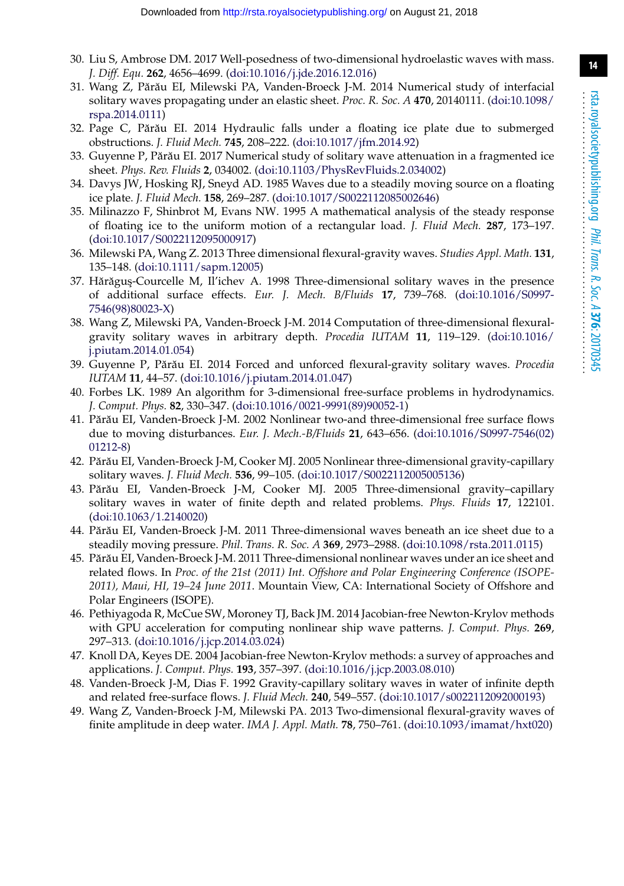30. Liu S, Ambrose DM. 2017 Well-posedness of two-dimensional hydroelastic waves with mass. *J. Diff. Equ.* **262**, 4656–4699. (doi:10.1016/j.jde.2016.12.016)
31. Wang Z, Părău EI, Milewski PA, Vanden-Broeck J-M. 2014 Numerical study of interfacial solitary waves propagating under an elastic sheet. *Proc. R. Soc. A* **470**, 20140111. (doi:10.1098/rspa.2014.0111)
32. Page C, Părău EI. 2014 Hydraulic falls under a floating ice plate due to submerged obstructions. *J. Fluid Mech.* **745**, 208–222. (doi:10.1017/jfm.2014.92)
33. Guyenne P, Părău EI. 2017 Numerical study of solitary wave attenuation in a fragmented ice sheet. *Phys. Rev. Fluids* **2**, 034002. (doi:10.1103/PhysRevFluids.2.034002)
34. Davys JW, Hosking RJ, Sneyd AD. 1985 Waves due to a steadily moving source on a floating ice plate. *J. Fluid Mech.* **158**, 269–287. (doi:10.1017/S0022112085002646)
35. Milinazzo F, Shinbrot M, Evans NW. 1995 A mathematical analysis of the steady response of floating ice to the uniform motion of a rectangular load. *J. Fluid Mech.* **287**, 173–197. (doi:10.1017/S0022112095000917)
36. Milewski PA, Wang Z. 2013 Three dimensional flexural-gravity waves. *Studies Appl. Math.* **131**, 135–148. (doi:10.1111/sapm.12005)
37. Hărăguş-Courcelle M, Il'ichev A. 1998 Three-dimensional solitary waves in the presence of additional surface effects. *Eur. J. Mech. B/Fluids* **17**, 739–768. (doi:10.1016/S0997-7546(98)80023-X)
38. Wang Z, Milewski PA, Vanden-Broeck J-M. 2014 Computation of three-dimensional flexural-gravity solitary waves in arbitrary depth. *Procedia IUTAM* **11**, 119–129. (doi:10.1016/j.piutam.2014.01.054)
39. Guyenne P, Părău EI. 2014 Forced and unforced flexural-gravity solitary waves. *Procedia IUTAM* **11**, 44–57. (doi:10.1016/j.piutam.2014.01.047)
40. Forbes LK. 1989 An algorithm for 3-dimensional free-surface problems in hydrodynamics. *J. Comput. Phys.* **82**, 330–347. (doi:10.1016/0021-9991(89)90052-1)
41. Părău EI, Vanden-Broeck J-M. 2002 Nonlinear two-and three-dimensional free surface flows due to moving disturbances. *Eur. J. Mech.-B/Fluids* **21**, 643–656. (doi:10.1016/S0997-7546(02)01212-8)
42. Părău EI, Vanden-Broeck J-M, Cooker MJ. 2005 Nonlinear three-dimensional gravity-capillary solitary waves. *J. Fluid Mech.* **536**, 99–105. (doi:10.1017/S0022112005005136)
43. Părău EI, Vanden-Broeck J-M, Cooker MJ. 2005 Three-dimensional gravity–capillary solitary waves in water of finite depth and related problems. *Phys. Fluids* **17**, 122101. (doi:10.1063/1.2140020)
44. Părău EI, Vanden-Broeck J-M. 2011 Three-dimensional waves beneath an ice sheet due to a steadily moving pressure. *Phil. Trans. R. Soc. A* **369**, 2973–2988. (doi:10.1098/rsta.2011.0115)
45. Părău EI, Vanden-Broeck J-M. 2011 Three-dimensional nonlinear waves under an ice sheet and related flows. In *Proc. of the 21st (2011) Int. Offshore and Polar Engineering Conference (ISOPE-2011), Maui, HI, 19–24 June 2011*. Mountain View, CA: International Society of Offshore and Polar Engineers (ISOPE).
46. Pethiyagoda R, McCue SW, Moroney TJ, Back JM. 2014 Jacobian-free Newton-Krylov methods with GPU acceleration for computing nonlinear ship wave patterns. *J. Comput. Phys.* **269**, 297–313. (doi:10.1016/j.jcp.2014.03.024)
47. Knoll DA, Keyes DE. 2004 Jacobian-free Newton-Krylov methods: a survey of approaches and applications. *J. Comput. Phys.* **193**, 357–397. (doi:10.1016/j.jcp.2003.08.010)
48. Vanden-Broeck J-M, Dias F. 1992 Gravity-capillary solitary waves in water of infinite depth and related free-surface flows. *J. Fluid Mech.* **240**, 549–557. (doi:10.1017/s0022112092000193)
49. Wang Z, Vanden-Broeck J-M, Milewski PA. 2013 Two-dimensional flexural-gravity waves of finite amplitude in deep water. *IMA J. Appl. Math.* **78**, 750–761. (doi:10.1093/imamat/hxt020)